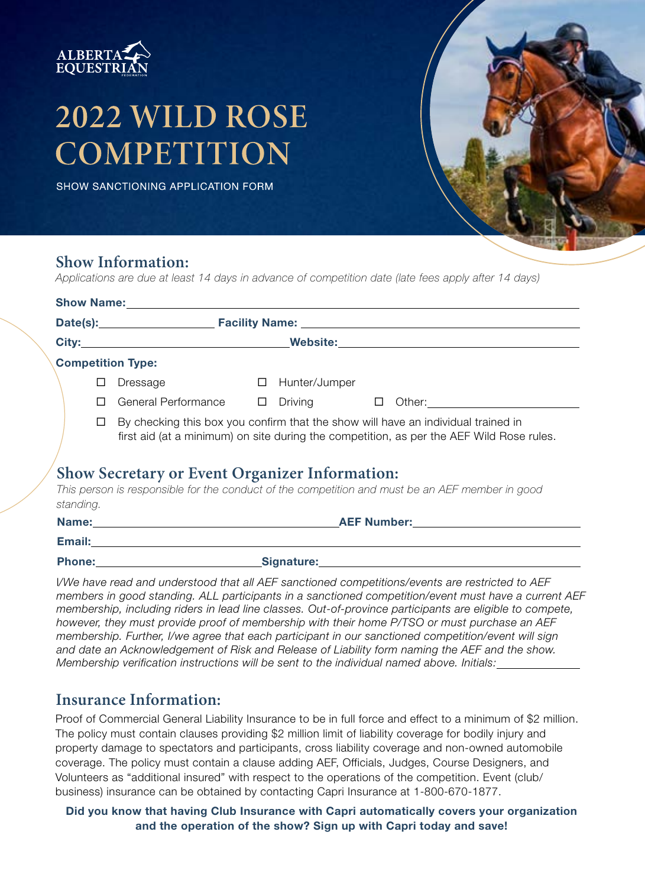ALBERTA EQUESTRIAN

# 2022 WILD ROSE COMPETITION

SHOW SANCTIONING APPLICATION FORM

## Show Information:

*Applications are due at least 14 days in advance of competition date (late fees apply after 14 days)*

**Show Name:** ______________________________

**Date(s):** ____________ **Facility Name:** ______________________________

**City:** ____________________ **Website:** ____________________

**Competition Type:**

- ☐ Dressage
- ☐ Hunter/Jumper
- ☐ General Performance
- ☐ Driving
- ☐ Other: ____________________
- ☐ By checking this box you confirm that the show will have an individual trained in first aid (at a minimum) on site during the competition, as per the AEF Wild Rose rules.

## Show Secretary or Event Organizer Information:

*This person is responsible for the conduct of the competition and must be an AEF member in good standing.*

**Name:** ____________________ **AEF Number:** ____________________

**Email:** ______________________________

**Phone:** ____________________ **Signature:** ____________________

*I/We have read and understood that all AEF sanctioned competitions/events are restricted to AEF members in good standing. ALL participants in a sanctioned competition/event must have a current AEF membership, including riders in lead line classes. Out-of-province participants are eligible to compete, however, they must provide proof of membership with their home P/TSO or must purchase an AEF membership. Further, I/we agree that each participant in our sanctioned competition/event will sign and date an Acknowledgement of Risk and Release of Liability form naming the AEF and the show. Membership verification instructions will be sent to the individual named above. Initials:* __________

## Insurance Information:

Proof of Commercial General Liability Insurance to be in full force and effect to a minimum of $2 million. The policy must contain clauses providing $2 million limit of liability coverage for bodily injury and property damage to spectators and participants, cross liability coverage and non-owned automobile coverage. The policy must contain a clause adding AEF, Officials, Judges, Course Designers, and Volunteers as "additional insured" with respect to the operations of the competition. Event (club/business) insurance can be obtained by contacting Capri Insurance at 1-800-670-1877.

**Did you know that having Club Insurance with Capri automatically covers your organization and the operation of the show? Sign up with Capri today and save!**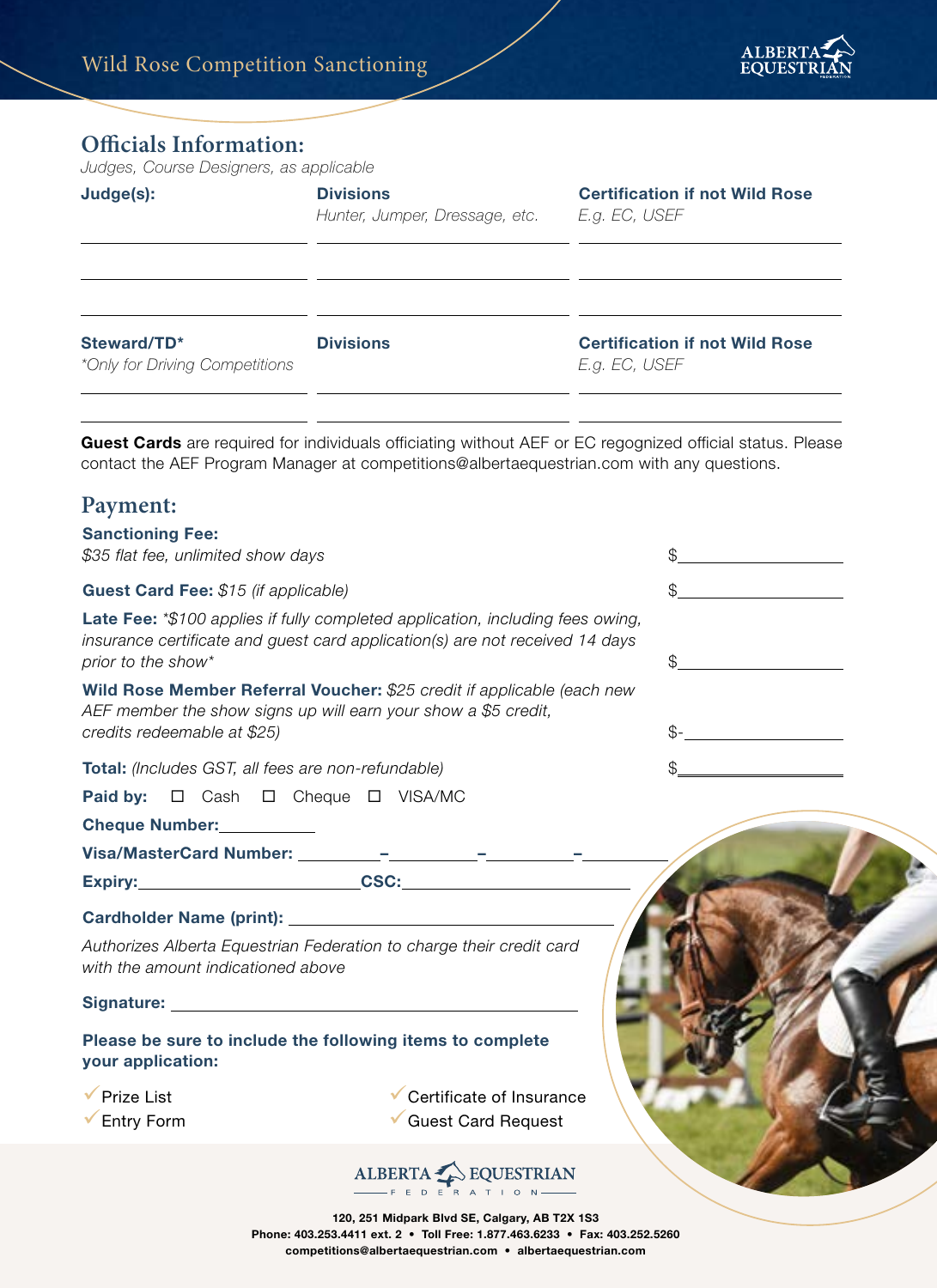## Officials Information:

*Judges, Course Designers, as applicable*

| Judge(s): | Divisions *Hunter, Jumper, Dressage, etc.* | Certification if not Wild Rose *E.g. EC, USEF* |
|---|---|---|
| | | |
| | | |
| | | |

| Steward/TD* *\*Only for Driving Competitions* | Divisions | Certification if not Wild Rose *E.g. EC, USEF* |
|---|---|---|
| | | |
| | | |

**Guest Cards** are required for individuals officiating without AEF or EC regognized official status. Please contact the AEF Program Manager at competitions@albertaequestrian.com with any questions.

## Payment:

**Sanctioning Fee:**
*$35 flat fee, unlimited show days* $\_\_\_\_\_\_\_\_\_\_

**Guest Card Fee:** *$15 (if applicable)* $\_\_\_\_\_\_\_\_\_\_

**Late Fee:** *\*$100 applies if fully completed application, including fees owing, insurance certificate and guest card application(s) are not received 14 days prior to the show\** $\_\_\_\_\_\_\_\_\_\_

**Wild Rose Member Referral Voucher:** *$25 credit if applicable (each new AEF member the show signs up will earn your show a $5 credit, credits redeemable at $25)* $-\_\_\_\_\_\_\_\_\_\_

**Total:** *(Includes GST, all fees are non-refundable)* $\_\_\_\_\_\_\_\_\_\_

**Paid by:** ☐ Cash ☐ Cheque ☐ VISA/MC

**Cheque Number:**\_\_\_\_\_\_\_\_\_\_

**Visa/MasterCard Number:** \_\_\_\_\_\_\_\_\_\_-\_\_\_\_\_\_\_\_\_\_-\_\_\_\_\_\_\_\_\_\_-\_\_\_\_\_\_\_\_\_\_

**Expiry:**\_\_\_\_\_\_\_\_\_\_\_\_\_\_\_\_\_\_\_\_ **CSC:**\_\_\_\_\_\_\_\_\_\_\_\_\_\_\_\_\_\_\_\_

**Cardholder Name (print):** \_\_\_\_\_\_\_\_\_\_\_\_\_\_\_\_\_\_\_\_\_\_\_\_\_\_\_\_\_\_

*Authorizes Alberta Equestrian Federation to charge their credit card with the amount indicationed above*

**Signature:** \_\_\_\_\_\_\_\_\_\_\_\_\_\_\_\_\_\_\_\_\_\_\_\_\_\_\_\_\_\_

**Please be sure to include the following items to complete your application:**

- ✓ Prize List
- ✓ Entry Form
- ✓ Certificate of Insurance
- ✓ Guest Card Request

ALBERTA EQUESTRIAN FEDERATION

**120, 251 Midpark Blvd SE, Calgary, AB T2X 1S3**
**Phone: 403.253.4411 ext. 2 • Toll Free: 1.877.463.6233 • Fax: 403.252.5260**
**competitions@albertaequestrian.com • albertaequestrian.com**